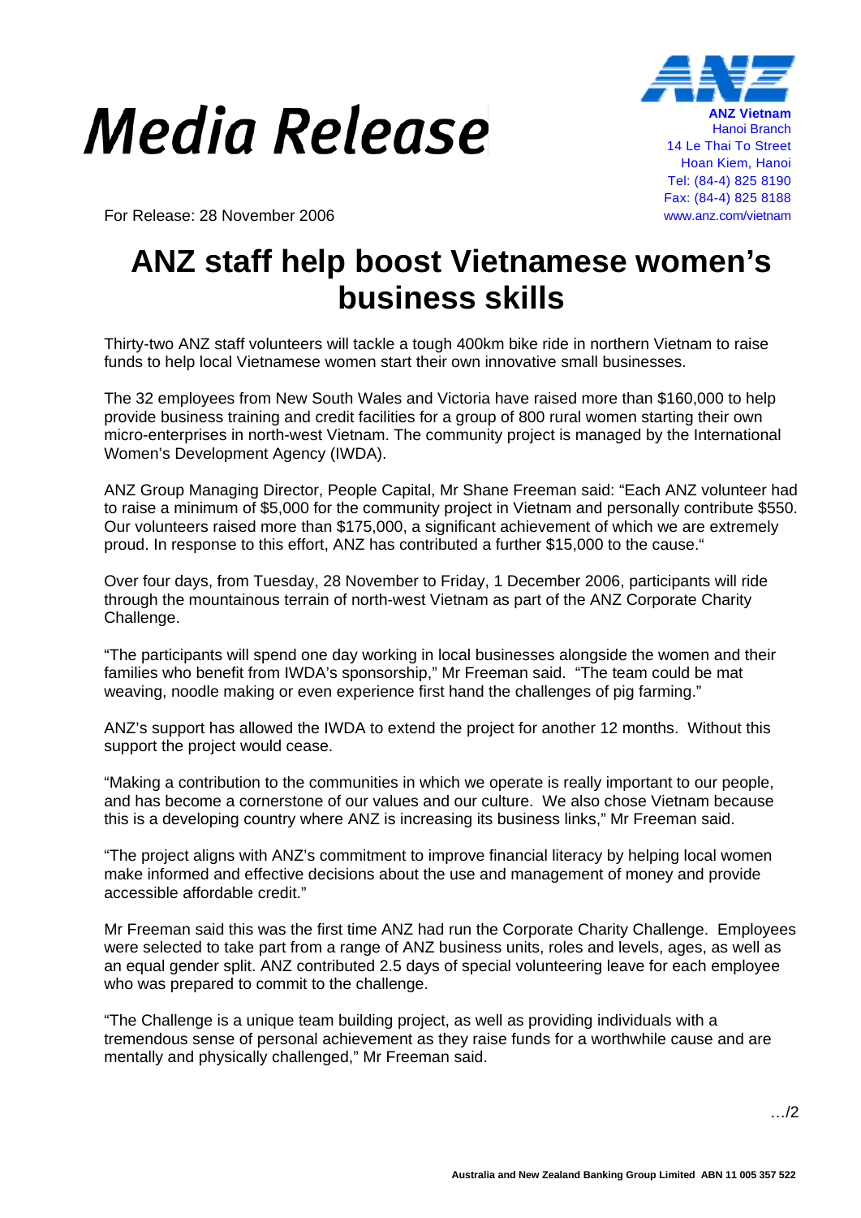# Media Release

**ANZ Vietnam**
Hanoi Branch
14 Le Thai To Street
Hoan Kiem, Hanoi
Tel: (84-4) 825 8190
Fax: (84-4) 825 8188
www.anz.com/vietnam

For Release: 28 November 2006

# ANZ staff help boost Vietnamese women's business skills

Thirty-two ANZ staff volunteers will tackle a tough 400km bike ride in northern Vietnam to raise funds to help local Vietnamese women start their own innovative small businesses.

The 32 employees from New South Wales and Victoria have raised more than $160,000 to help provide business training and credit facilities for a group of 800 rural women starting their own micro-enterprises in north-west Vietnam. The community project is managed by the International Women's Development Agency (IWDA).

ANZ Group Managing Director, People Capital, Mr Shane Freeman said: "Each ANZ volunteer had to raise a minimum of $5,000 for the community project in Vietnam and personally contribute $550. Our volunteers raised more than $175,000, a significant achievement of which we are extremely proud. In response to this effort, ANZ has contributed a further $15,000 to the cause."

Over four days, from Tuesday, 28 November to Friday, 1 December 2006, participants will ride through the mountainous terrain of north-west Vietnam as part of the ANZ Corporate Charity Challenge.

"The participants will spend one day working in local businesses alongside the women and their families who benefit from IWDA's sponsorship," Mr Freeman said. "The team could be mat weaving, noodle making or even experience first hand the challenges of pig farming."

ANZ's support has allowed the IWDA to extend the project for another 12 months. Without this support the project would cease.

"Making a contribution to the communities in which we operate is really important to our people, and has become a cornerstone of our values and our culture. We also chose Vietnam because this is a developing country where ANZ is increasing its business links," Mr Freeman said.

"The project aligns with ANZ's commitment to improve financial literacy by helping local women make informed and effective decisions about the use and management of money and provide accessible affordable credit."

Mr Freeman said this was the first time ANZ had run the Corporate Charity Challenge. Employees were selected to take part from a range of ANZ business units, roles and levels, ages, as well as an equal gender split. ANZ contributed 2.5 days of special volunteering leave for each employee who was prepared to commit to the challenge.

"The Challenge is a unique team building project, as well as providing individuals with a tremendous sense of personal achievement as they raise funds for a worthwhile cause and are mentally and physically challenged," Mr Freeman said.

…/2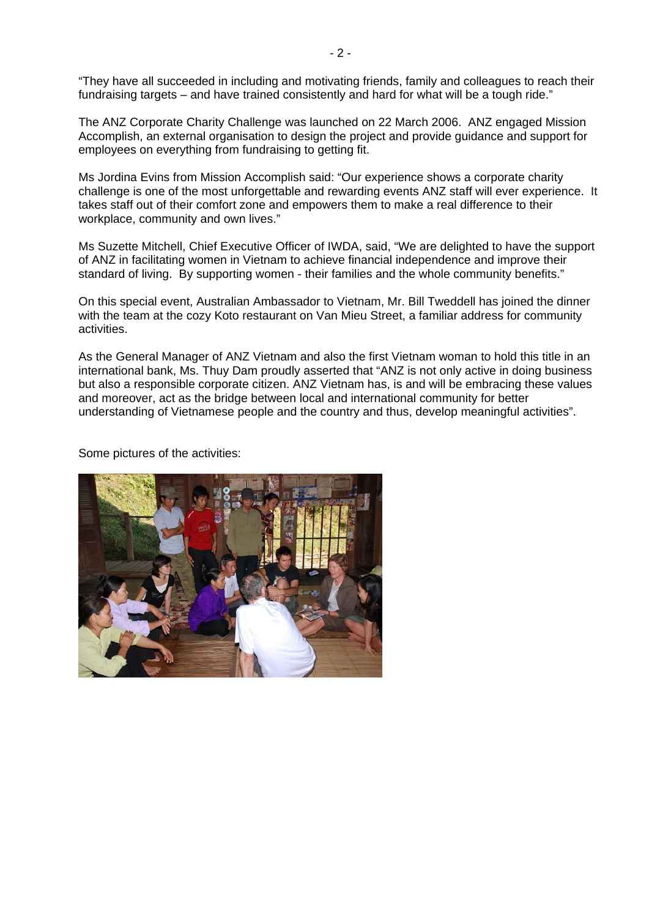"They have all succeeded in including and motivating friends, family and colleagues to reach their fundraising targets – and have trained consistently and hard for what will be a tough ride."

The ANZ Corporate Charity Challenge was launched on 22 March 2006. ANZ engaged Mission Accomplish, an external organisation to design the project and provide guidance and support for employees on everything from fundraising to getting fit.

Ms Jordina Evins from Mission Accomplish said: "Our experience shows a corporate charity challenge is one of the most unforgettable and rewarding events ANZ staff will ever experience. It takes staff out of their comfort zone and empowers them to make a real difference to their workplace, community and own lives."

Ms Suzette Mitchell, Chief Executive Officer of IWDA, said, "We are delighted to have the support of ANZ in facilitating women in Vietnam to achieve financial independence and improve their standard of living. By supporting women - their families and the whole community benefits."

On this special event, Australian Ambassador to Vietnam, Mr. Bill Tweddell has joined the dinner with the team at the cozy Koto restaurant on Van Mieu Street, a familiar address for community activities.

As the General Manager of ANZ Vietnam and also the first Vietnam woman to hold this title in an international bank, Ms. Thuy Dam proudly asserted that "ANZ is not only active in doing business but also a responsible corporate citizen. ANZ Vietnam has, is and will be embracing these values and moreover, act as the bridge between local and international community for better understanding of Vietnamese people and the country and thus, develop meaningful activities".

Some pictures of the activities: